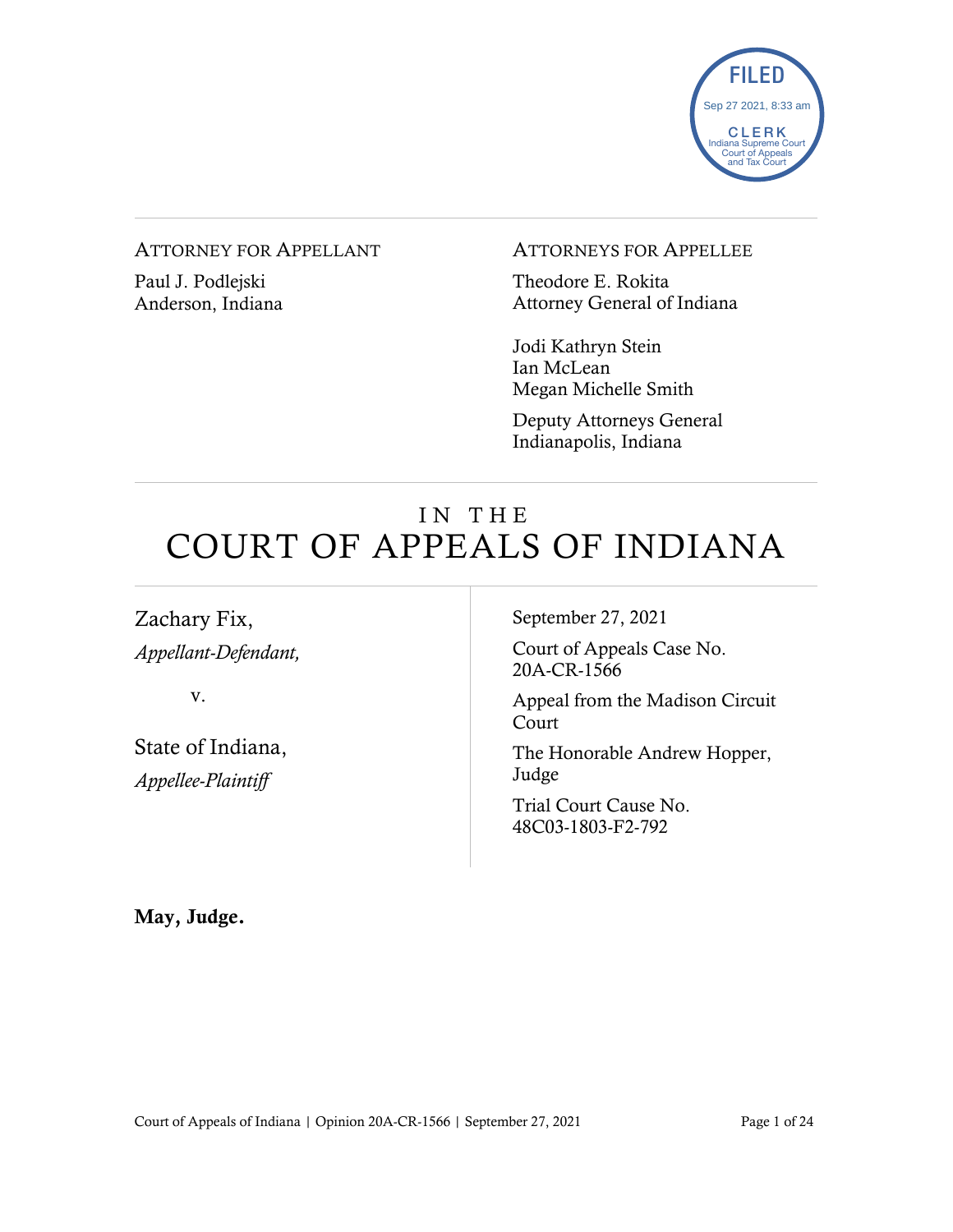FILED
Sep 27 2021, 8:33 am
CLERK
Indiana Supreme Court
Court of Appeals
and Tax Court

---

ATTORNEY FOR APPELLANT

Paul J. Podlejski
Anderson, Indiana

ATTORNEYS FOR APPELLEE

Theodore E. Rokita
Attorney General of Indiana

Jodi Kathryn Stein
Ian McLean
Megan Michelle Smith

Deputy Attorneys General
Indianapolis, Indiana

---

# IN THE COURT OF APPEALS OF INDIANA

---

Zachary Fix,
*Appellant-Defendant,*

v.

State of Indiana,
*Appellee-Plaintiff*

September 27, 2021

Court of Appeals Case No. 20A-CR-1566

Appeal from the Madison Circuit Court

The Honorable Andrew Hopper, Judge

Trial Court Cause No. 48C03-1803-F2-792

**May, Judge.**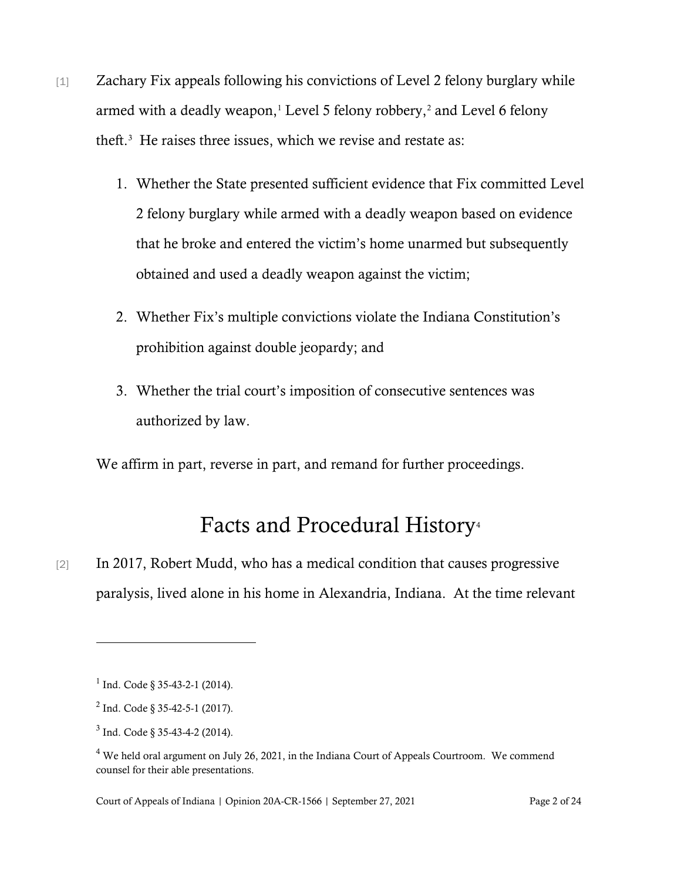[1] Zachary Fix appeals following his convictions of Level 2 felony burglary while armed with a deadly weapon,[1] Level 5 felony robbery,[2] and Level 6 felony theft.[3] He raises three issues, which we revise and restate as:

1. Whether the State presented sufficient evidence that Fix committed Level 2 felony burglary while armed with a deadly weapon based on evidence that he broke and entered the victim's home unarmed but subsequently obtained and used a deadly weapon against the victim;

2. Whether Fix's multiple convictions violate the Indiana Constitution's prohibition against double jeopardy; and

3. Whether the trial court's imposition of consecutive sentences was authorized by law.

We affirm in part, reverse in part, and remand for further proceedings.

# Facts and Procedural History[4]

[2] In 2017, Robert Mudd, who has a medical condition that causes progressive paralysis, lived alone in his home in Alexandria, Indiana. At the time relevant

---

[1] Ind. Code § 35-43-2-1 (2014).

[2] Ind. Code § 35-42-5-1 (2017).

[3] Ind. Code § 35-43-4-2 (2014).

[4] We held oral argument on July 26, 2021, in the Indiana Court of Appeals Courtroom. We commend counsel for their able presentations.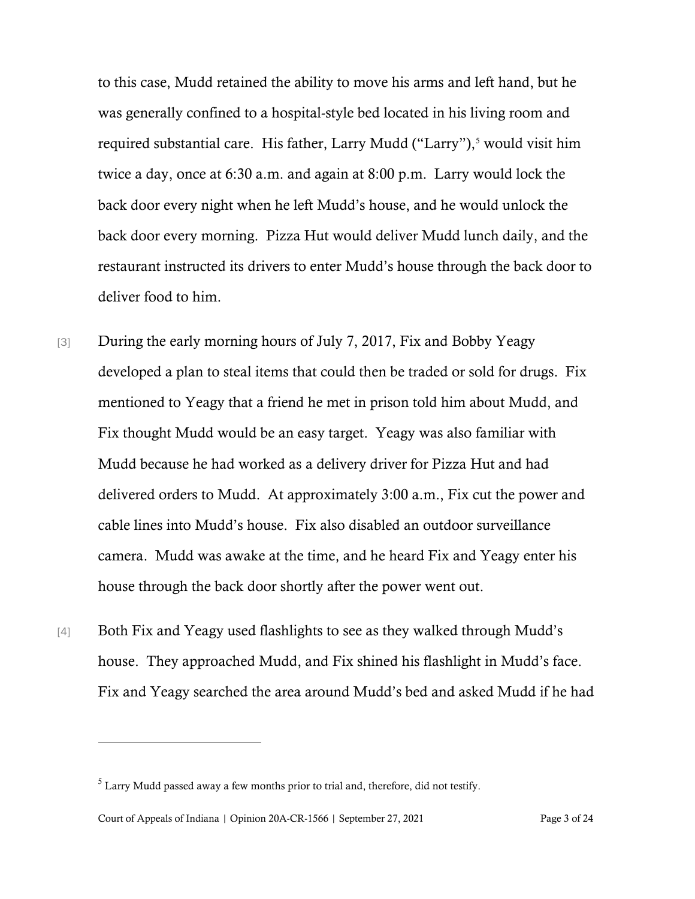to this case, Mudd retained the ability to move his arms and left hand, but he was generally confined to a hospital-style bed located in his living room and required substantial care. His father, Larry Mudd ("Larry"),[5] would visit him twice a day, once at 6:30 a.m. and again at 8:00 p.m. Larry would lock the back door every night when he left Mudd's house, and he would unlock the back door every morning. Pizza Hut would deliver Mudd lunch daily, and the restaurant instructed its drivers to enter Mudd's house through the back door to deliver food to him.

[3] During the early morning hours of July 7, 2017, Fix and Bobby Yeagy developed a plan to steal items that could then be traded or sold for drugs. Fix mentioned to Yeagy that a friend he met in prison told him about Mudd, and Fix thought Mudd would be an easy target. Yeagy was also familiar with Mudd because he had worked as a delivery driver for Pizza Hut and had delivered orders to Mudd. At approximately 3:00 a.m., Fix cut the power and cable lines into Mudd's house. Fix also disabled an outdoor surveillance camera. Mudd was awake at the time, and he heard Fix and Yeagy enter his house through the back door shortly after the power went out.

[4] Both Fix and Yeagy used flashlights to see as they walked through Mudd's house. They approached Mudd, and Fix shined his flashlight in Mudd's face. Fix and Yeagy searched the area around Mudd's bed and asked Mudd if he had

---

[5] Larry Mudd passed away a few months prior to trial and, therefore, did not testify.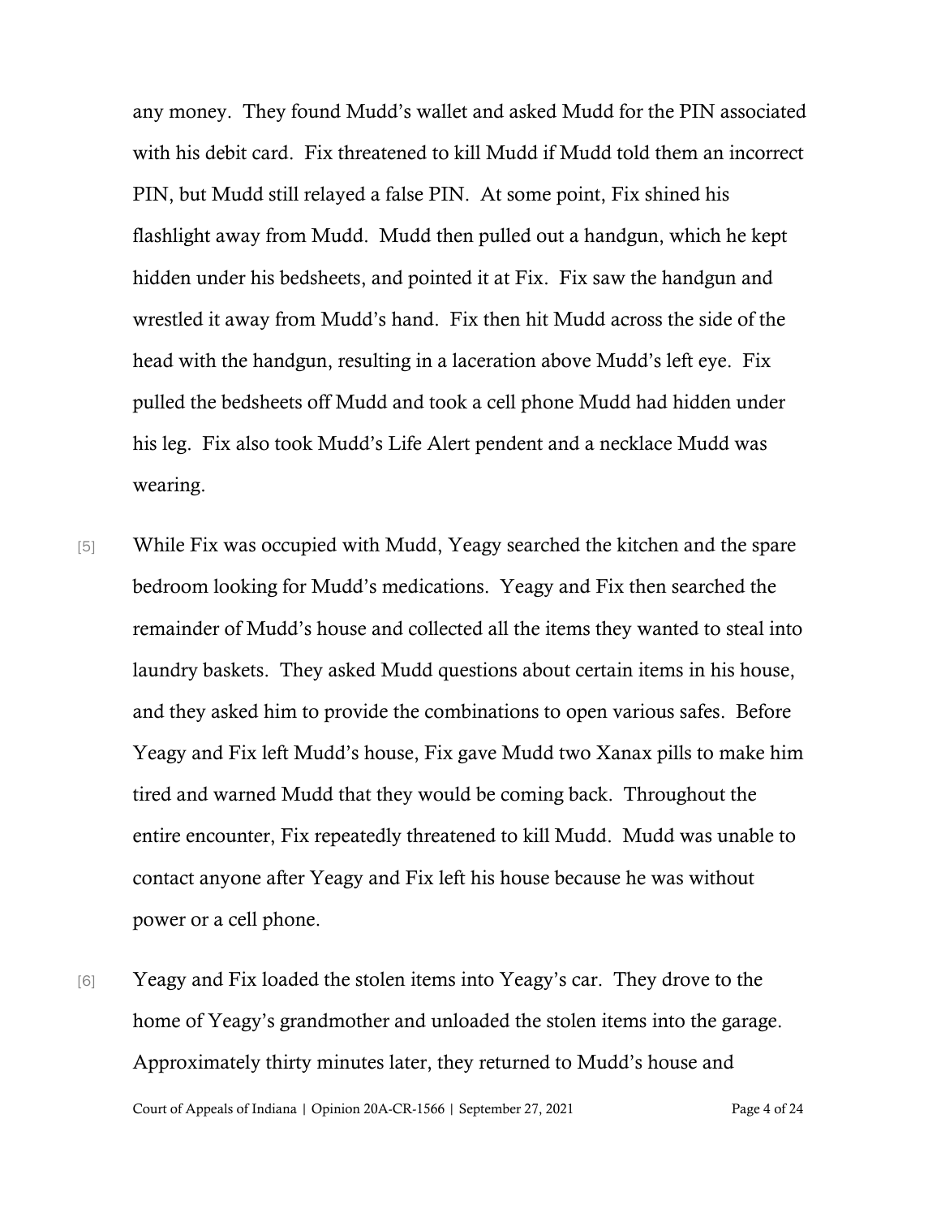any money. They found Mudd's wallet and asked Mudd for the PIN associated with his debit card. Fix threatened to kill Mudd if Mudd told them an incorrect PIN, but Mudd still relayed a false PIN. At some point, Fix shined his flashlight away from Mudd. Mudd then pulled out a handgun, which he kept hidden under his bedsheets, and pointed it at Fix. Fix saw the handgun and wrestled it away from Mudd's hand. Fix then hit Mudd across the side of the head with the handgun, resulting in a laceration above Mudd's left eye. Fix pulled the bedsheets off Mudd and took a cell phone Mudd had hidden under his leg. Fix also took Mudd's Life Alert pendent and a necklace Mudd was wearing.

[5] While Fix was occupied with Mudd, Yeagy searched the kitchen and the spare bedroom looking for Mudd's medications. Yeagy and Fix then searched the remainder of Mudd's house and collected all the items they wanted to steal into laundry baskets. They asked Mudd questions about certain items in his house, and they asked him to provide the combinations to open various safes. Before Yeagy and Fix left Mudd's house, Fix gave Mudd two Xanax pills to make him tired and warned Mudd that they would be coming back. Throughout the entire encounter, Fix repeatedly threatened to kill Mudd. Mudd was unable to contact anyone after Yeagy and Fix left his house because he was without power or a cell phone.

[6] Yeagy and Fix loaded the stolen items into Yeagy's car. They drove to the home of Yeagy's grandmother and unloaded the stolen items into the garage. Approximately thirty minutes later, they returned to Mudd's house and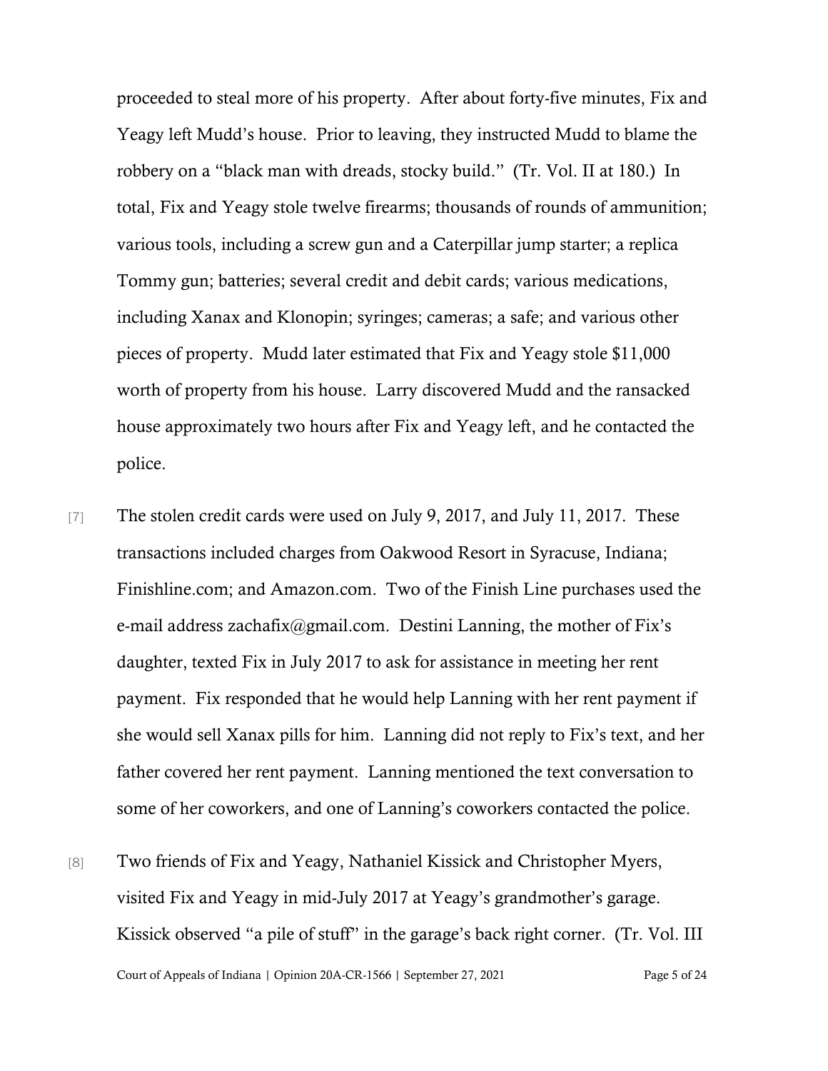proceeded to steal more of his property. After about forty-five minutes, Fix and Yeagy left Mudd's house. Prior to leaving, they instructed Mudd to blame the robbery on a "black man with dreads, stocky build." (Tr. Vol. II at 180.) In total, Fix and Yeagy stole twelve firearms; thousands of rounds of ammunition; various tools, including a screw gun and a Caterpillar jump starter; a replica Tommy gun; batteries; several credit and debit cards; various medications, including Xanax and Klonopin; syringes; cameras; a safe; and various other pieces of property. Mudd later estimated that Fix and Yeagy stole $11,000 worth of property from his house. Larry discovered Mudd and the ransacked house approximately two hours after Fix and Yeagy left, and he contacted the police.

[7] The stolen credit cards were used on July 9, 2017, and July 11, 2017. These transactions included charges from Oakwood Resort in Syracuse, Indiana; Finishline.com; and Amazon.com. Two of the Finish Line purchases used the e-mail address zachafix@gmail.com. Destini Lanning, the mother of Fix's daughter, texted Fix in July 2017 to ask for assistance in meeting her rent payment. Fix responded that he would help Lanning with her rent payment if she would sell Xanax pills for him. Lanning did not reply to Fix's text, and her father covered her rent payment. Lanning mentioned the text conversation to some of her coworkers, and one of Lanning's coworkers contacted the police.

[8] Two friends of Fix and Yeagy, Nathaniel Kissick and Christopher Myers, visited Fix and Yeagy in mid-July 2017 at Yeagy's grandmother's garage. Kissick observed "a pile of stuff" in the garage's back right corner. (Tr. Vol. III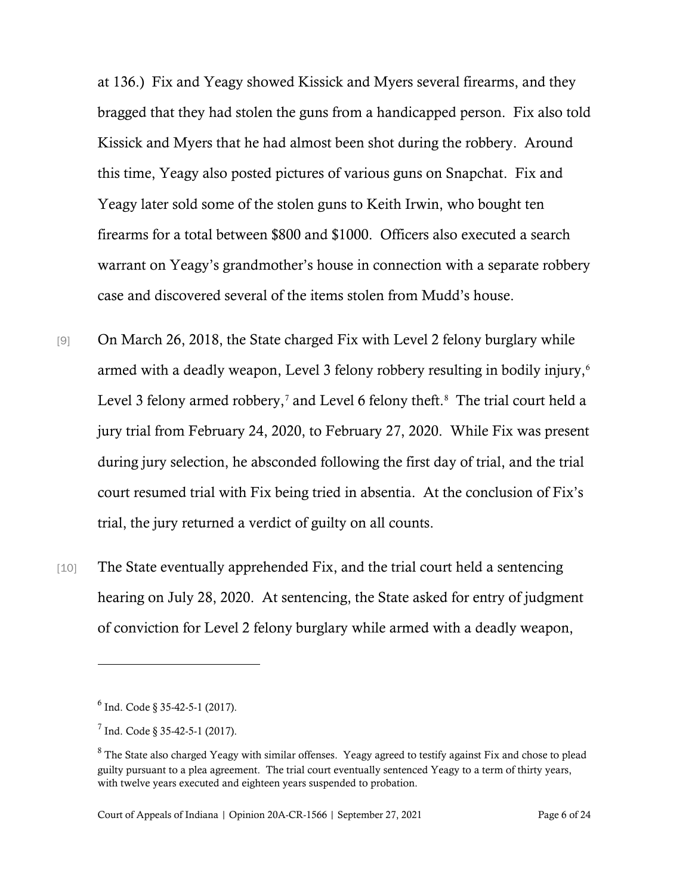at 136.) Fix and Yeagy showed Kissick and Myers several firearms, and they bragged that they had stolen the guns from a handicapped person. Fix also told Kissick and Myers that he had almost been shot during the robbery. Around this time, Yeagy also posted pictures of various guns on Snapchat. Fix and Yeagy later sold some of the stolen guns to Keith Irwin, who bought ten firearms for a total between $800 and $1000. Officers also executed a search warrant on Yeagy's grandmother's house in connection with a separate robbery case and discovered several of the items stolen from Mudd's house.

[9] On March 26, 2018, the State charged Fix with Level 2 felony burglary while armed with a deadly weapon, Level 3 felony robbery resulting in bodily injury,[6] Level 3 felony armed robbery,[7] and Level 6 felony theft.[8] The trial court held a jury trial from February 24, 2020, to February 27, 2020. While Fix was present during jury selection, he absconded following the first day of trial, and the trial court resumed trial with Fix being tried in absentia. At the conclusion of Fix's trial, the jury returned a verdict of guilty on all counts.

[10] The State eventually apprehended Fix, and the trial court held a sentencing hearing on July 28, 2020. At sentencing, the State asked for entry of judgment of conviction for Level 2 felony burglary while armed with a deadly weapon,

---

[6] Ind. Code § 35-42-5-1 (2017).

[7] Ind. Code § 35-42-5-1 (2017).

[8] The State also charged Yeagy with similar offenses. Yeagy agreed to testify against Fix and chose to plead guilty pursuant to a plea agreement. The trial court eventually sentenced Yeagy to a term of thirty years, with twelve years executed and eighteen years suspended to probation.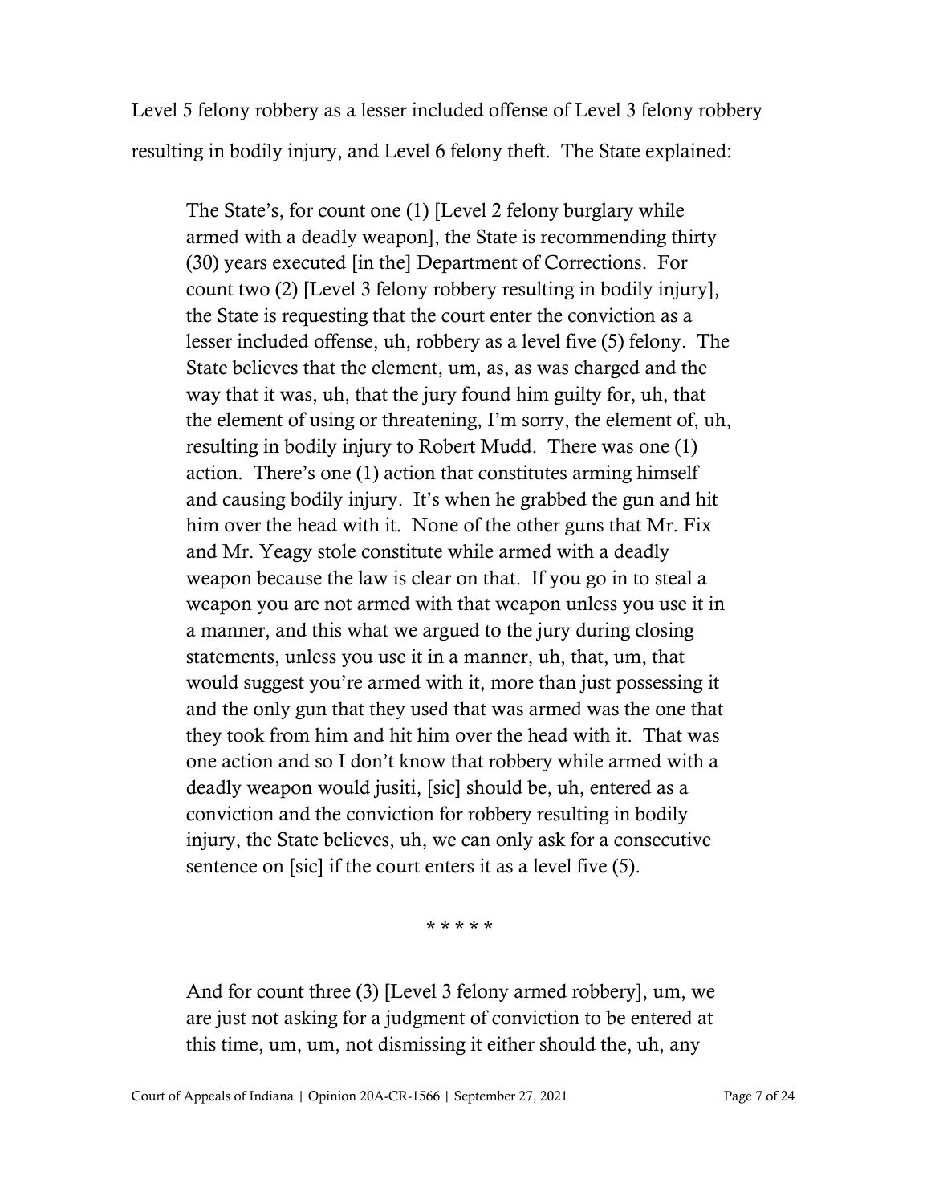Level 5 felony robbery as a lesser included offense of Level 3 felony robbery resulting in bodily injury, and Level 6 felony theft. The State explained:

> The State's, for count one (1) [Level 2 felony burglary while armed with a deadly weapon], the State is recommending thirty (30) years executed [in the] Department of Corrections. For count two (2) [Level 3 felony robbery resulting in bodily injury], the State is requesting that the court enter the conviction as a lesser included offense, uh, robbery as a level five (5) felony. The State believes that the element, um, as, as was charged and the way that it was, uh, that the jury found him guilty for, uh, that the element of using or threatening, I'm sorry, the element of, uh, resulting in bodily injury to Robert Mudd. There was one (1) action. There's one (1) action that constitutes arming himself and causing bodily injury. It's when he grabbed the gun and hit him over the head with it. None of the other guns that Mr. Fix and Mr. Yeagy stole constitute while armed with a deadly weapon because the law is clear on that. If you go in to steal a weapon you are not armed with that weapon unless you use it in a manner, and this what we argued to the jury during closing statements, unless you use it in a manner, uh, that, um, that would suggest you're armed with it, more than just possessing it and the only gun that they used that was armed was the one that they took from him and hit him over the head with it. That was one action and so I don't know that robbery while armed with a deadly weapon would jusiti, [sic] should be, uh, entered as a conviction and the conviction for robbery resulting in bodily injury, the State believes, uh, we can only ask for a consecutive sentence on [sic] if the court enters it as a level five (5).
>
> \* \* \* \* \*
>
> And for count three (3) [Level 3 felony armed robbery], um, we are just not asking for a judgment of conviction to be entered at this time, um, um, not dismissing it either should the, uh, any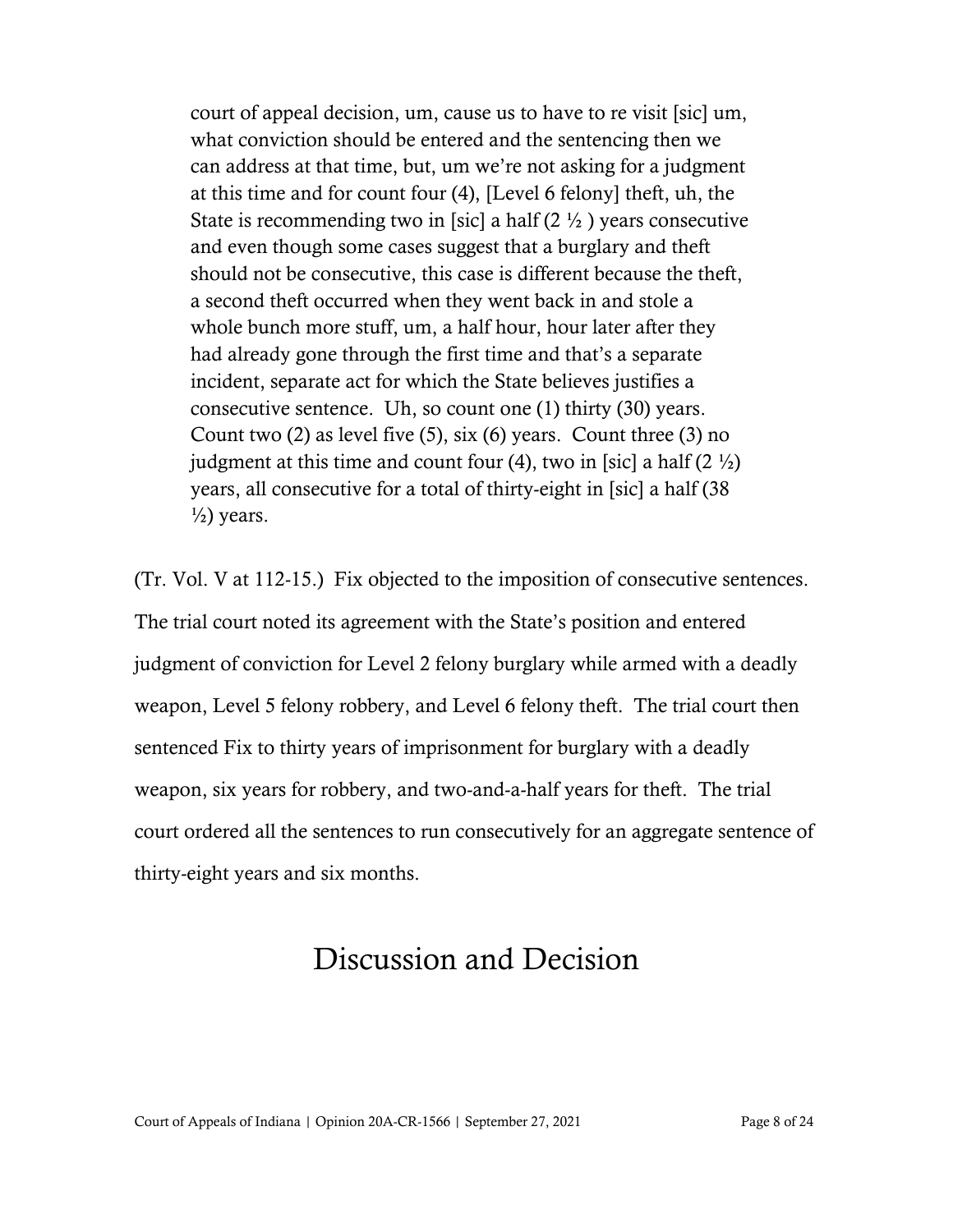> court of appeal decision, um, cause us to have to re visit [sic] um, what conviction should be entered and the sentencing then we can address at that time, but, um we're not asking for a judgment at this time and for count four (4), [Level 6 felony] theft, uh, the State is recommending two in [sic] a half (2 ½ ) years consecutive and even though some cases suggest that a burglary and theft should not be consecutive, this case is different because the theft, a second theft occurred when they went back in and stole a whole bunch more stuff, um, a half hour, hour later after they had already gone through the first time and that's a separate incident, separate act for which the State believes justifies a consecutive sentence. Uh, so count one (1) thirty (30) years. Count two (2) as level five (5), six (6) years. Count three (3) no judgment at this time and count four (4), two in [sic] a half (2 ½) years, all consecutive for a total of thirty-eight in [sic] a half (38 ½) years.

(Tr. Vol. V at 112-15.) Fix objected to the imposition of consecutive sentences. The trial court noted its agreement with the State's position and entered judgment of conviction for Level 2 felony burglary while armed with a deadly weapon, Level 5 felony robbery, and Level 6 felony theft. The trial court then sentenced Fix to thirty years of imprisonment for burglary with a deadly weapon, six years for robbery, and two-and-a-half years for theft. The trial court ordered all the sentences to run consecutively for an aggregate sentence of thirty-eight years and six months.

# Discussion and Decision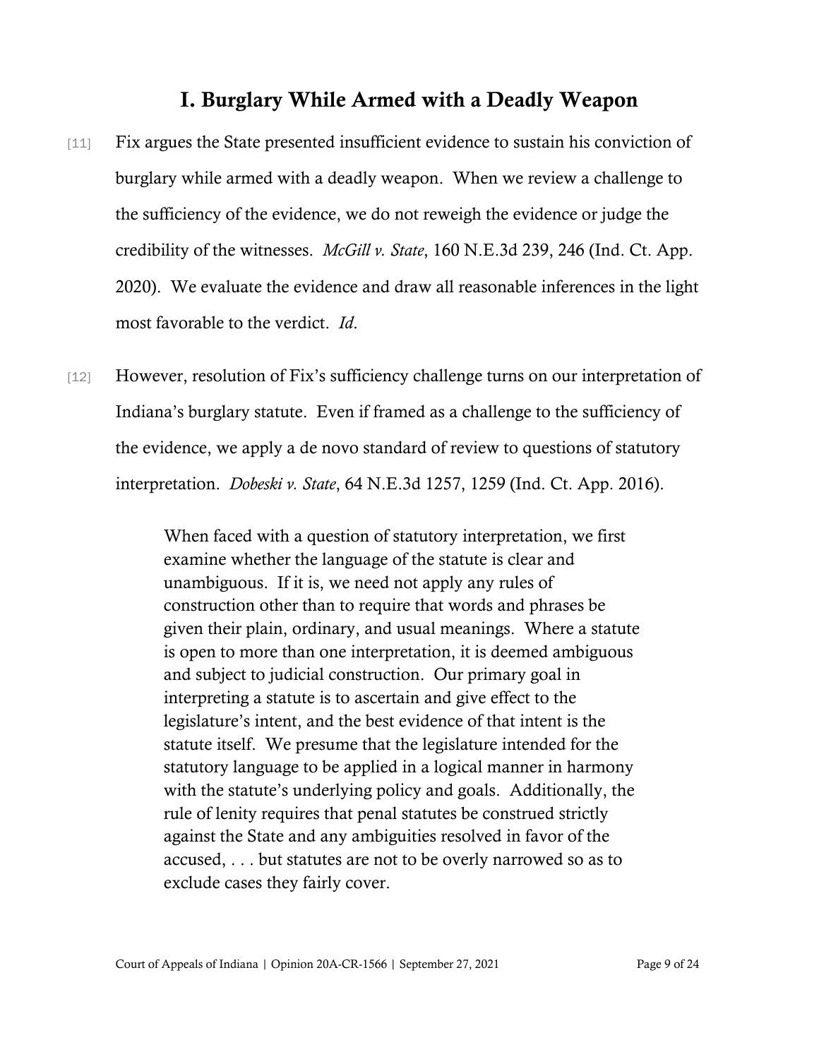## I. Burglary While Armed with a Deadly Weapon

[11] Fix argues the State presented insufficient evidence to sustain his conviction of burglary while armed with a deadly weapon. When we review a challenge to the sufficiency of the evidence, we do not reweigh the evidence or judge the credibility of the witnesses. *McGill v. State*, 160 N.E.3d 239, 246 (Ind. Ct. App. 2020). We evaluate the evidence and draw all reasonable inferences in the light most favorable to the verdict. *Id*.

[12] However, resolution of Fix's sufficiency challenge turns on our interpretation of Indiana's burglary statute. Even if framed as a challenge to the sufficiency of the evidence, we apply a de novo standard of review to questions of statutory interpretation. *Dobeski v. State*, 64 N.E.3d 1257, 1259 (Ind. Ct. App. 2016).

> When faced with a question of statutory interpretation, we first examine whether the language of the statute is clear and unambiguous. If it is, we need not apply any rules of construction other than to require that words and phrases be given their plain, ordinary, and usual meanings. Where a statute is open to more than one interpretation, it is deemed ambiguous and subject to judicial construction. Our primary goal in interpreting a statute is to ascertain and give effect to the legislature's intent, and the best evidence of that intent is the statute itself. We presume that the legislature intended for the statutory language to be applied in a logical manner in harmony with the statute's underlying policy and goals. Additionally, the rule of lenity requires that penal statutes be construed strictly against the State and any ambiguities resolved in favor of the accused, . . . but statutes are not to be overly narrowed so as to exclude cases they fairly cover.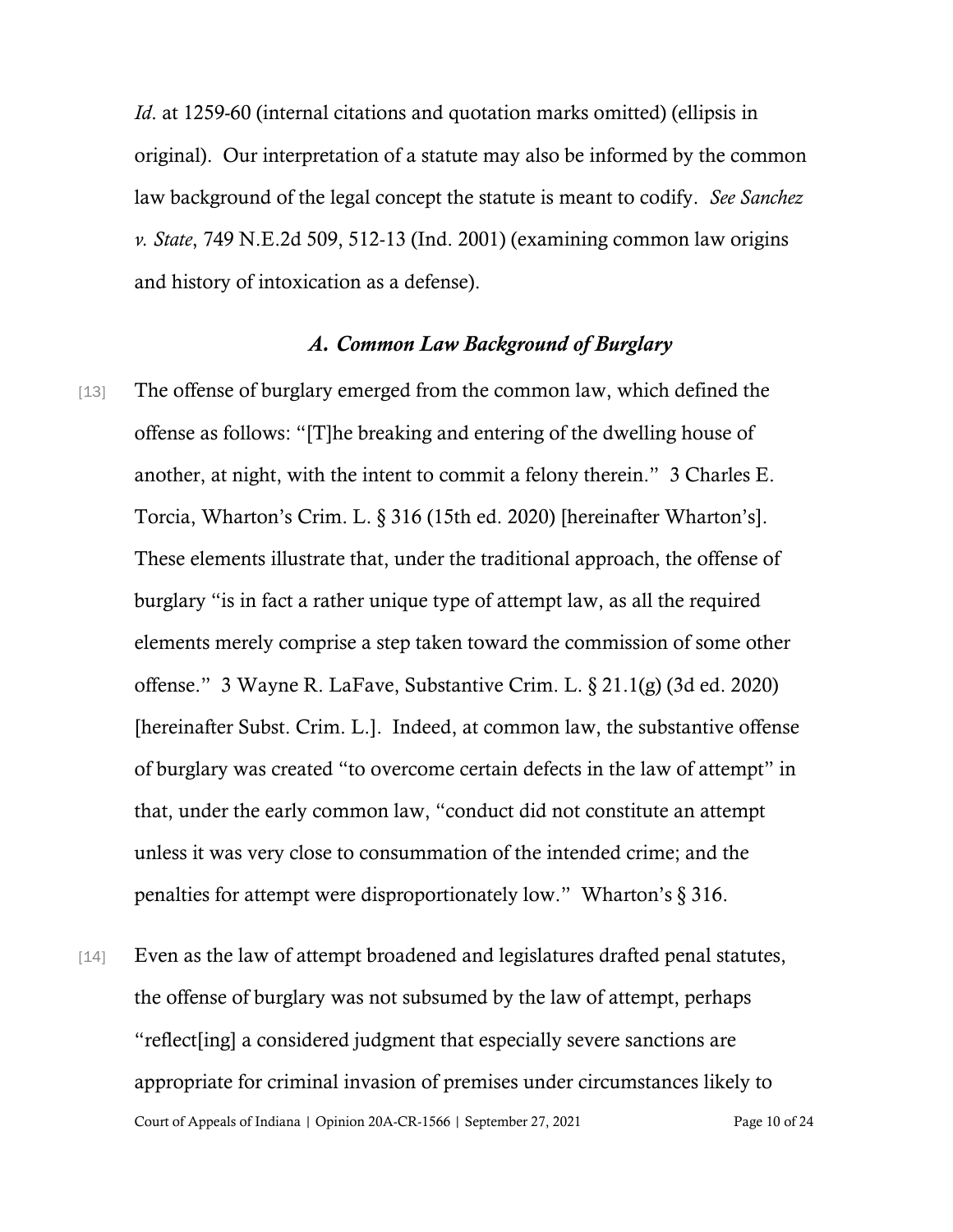*Id*. at 1259-60 (internal citations and quotation marks omitted) (ellipsis in original). Our interpretation of a statute may also be informed by the common law background of the legal concept the statute is meant to codify. *See Sanchez v. State*, 749 N.E.2d 509, 512-13 (Ind. 2001) (examining common law origins and history of intoxication as a defense).

### *A. Common Law Background of Burglary*

[13] The offense of burglary emerged from the common law, which defined the offense as follows: "[T]he breaking and entering of the dwelling house of another, at night, with the intent to commit a felony therein." 3 Charles E. Torcia, Wharton's Crim. L. § 316 (15th ed. 2020) [hereinafter Wharton's]. These elements illustrate that, under the traditional approach, the offense of burglary "is in fact a rather unique type of attempt law, as all the required elements merely comprise a step taken toward the commission of some other offense." 3 Wayne R. LaFave, Substantive Crim. L. § 21.1(g) (3d ed. 2020) [hereinafter Subst. Crim. L.]. Indeed, at common law, the substantive offense of burglary was created "to overcome certain defects in the law of attempt" in that, under the early common law, "conduct did not constitute an attempt unless it was very close to consummation of the intended crime; and the penalties for attempt were disproportionately low." Wharton's § 316.

[14] Even as the law of attempt broadened and legislatures drafted penal statutes, the offense of burglary was not subsumed by the law of attempt, perhaps "reflect[ing] a considered judgment that especially severe sanctions are appropriate for criminal invasion of premises under circumstances likely to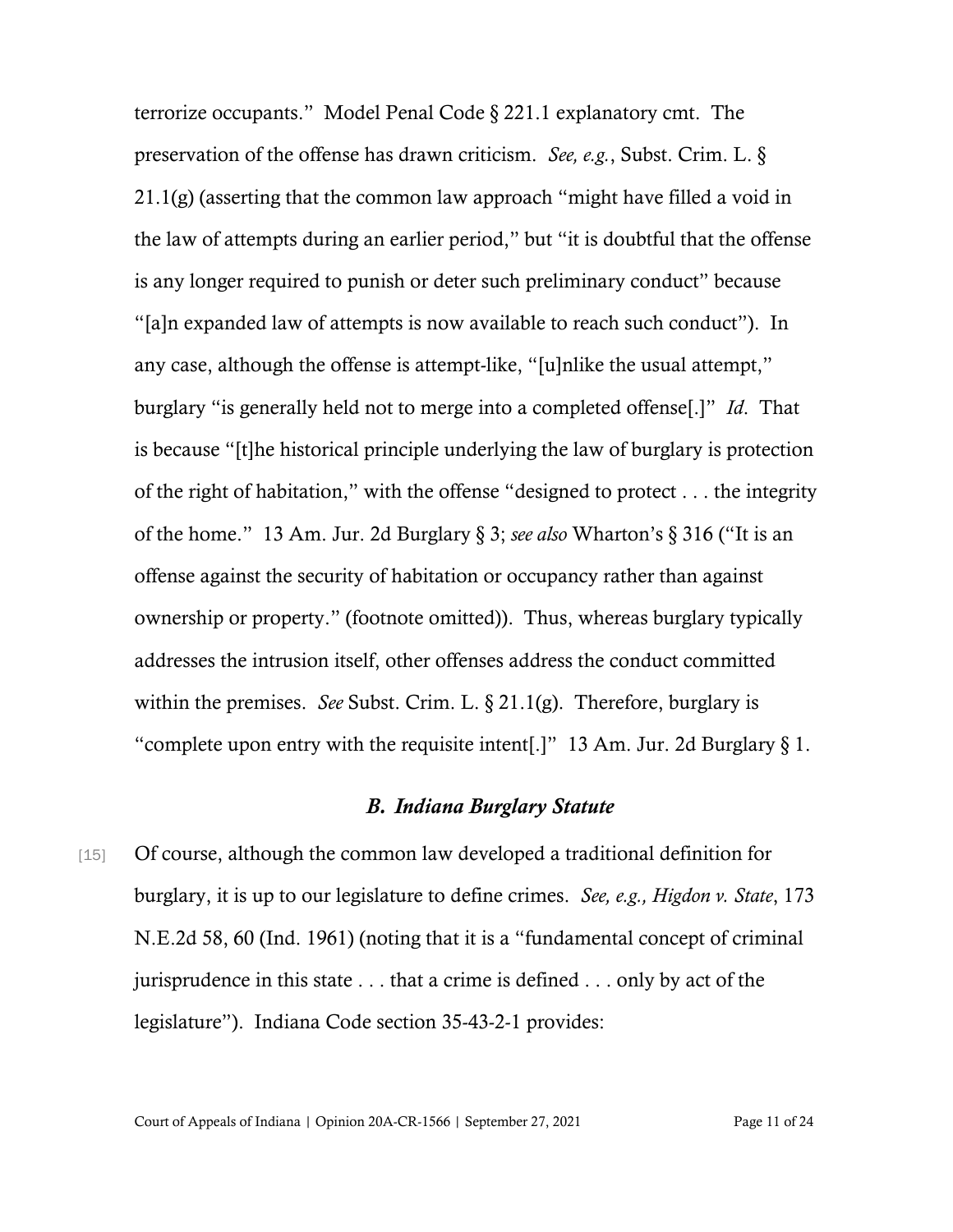terrorize occupants." Model Penal Code § 221.1 explanatory cmt. The preservation of the offense has drawn criticism. *See, e.g.*, Subst. Crim. L. § 21.1(g) (asserting that the common law approach "might have filled a void in the law of attempts during an earlier period," but "it is doubtful that the offense is any longer required to punish or deter such preliminary conduct" because "[a]n expanded law of attempts is now available to reach such conduct"). In any case, although the offense is attempt-like, "[u]nlike the usual attempt," burglary "is generally held not to merge into a completed offense[.]" *Id*. That is because "[t]he historical principle underlying the law of burglary is protection of the right of habitation," with the offense "designed to protect . . . the integrity of the home." 13 Am. Jur. 2d Burglary § 3; *see also* Wharton's § 316 ("It is an offense against the security of habitation or occupancy rather than against ownership or property." (footnote omitted)). Thus, whereas burglary typically addresses the intrusion itself, other offenses address the conduct committed within the premises. *See* Subst. Crim. L. § 21.1(g). Therefore, burglary is "complete upon entry with the requisite intent[.]" 13 Am. Jur. 2d Burglary § 1.

### *B. Indiana Burglary Statute*

[15] Of course, although the common law developed a traditional definition for burglary, it is up to our legislature to define crimes. *See, e.g., Higdon v. State*, 173 N.E.2d 58, 60 (Ind. 1961) (noting that it is a "fundamental concept of criminal jurisprudence in this state . . . that a crime is defined . . . only by act of the legislature"). Indiana Code section 35-43-2-1 provides: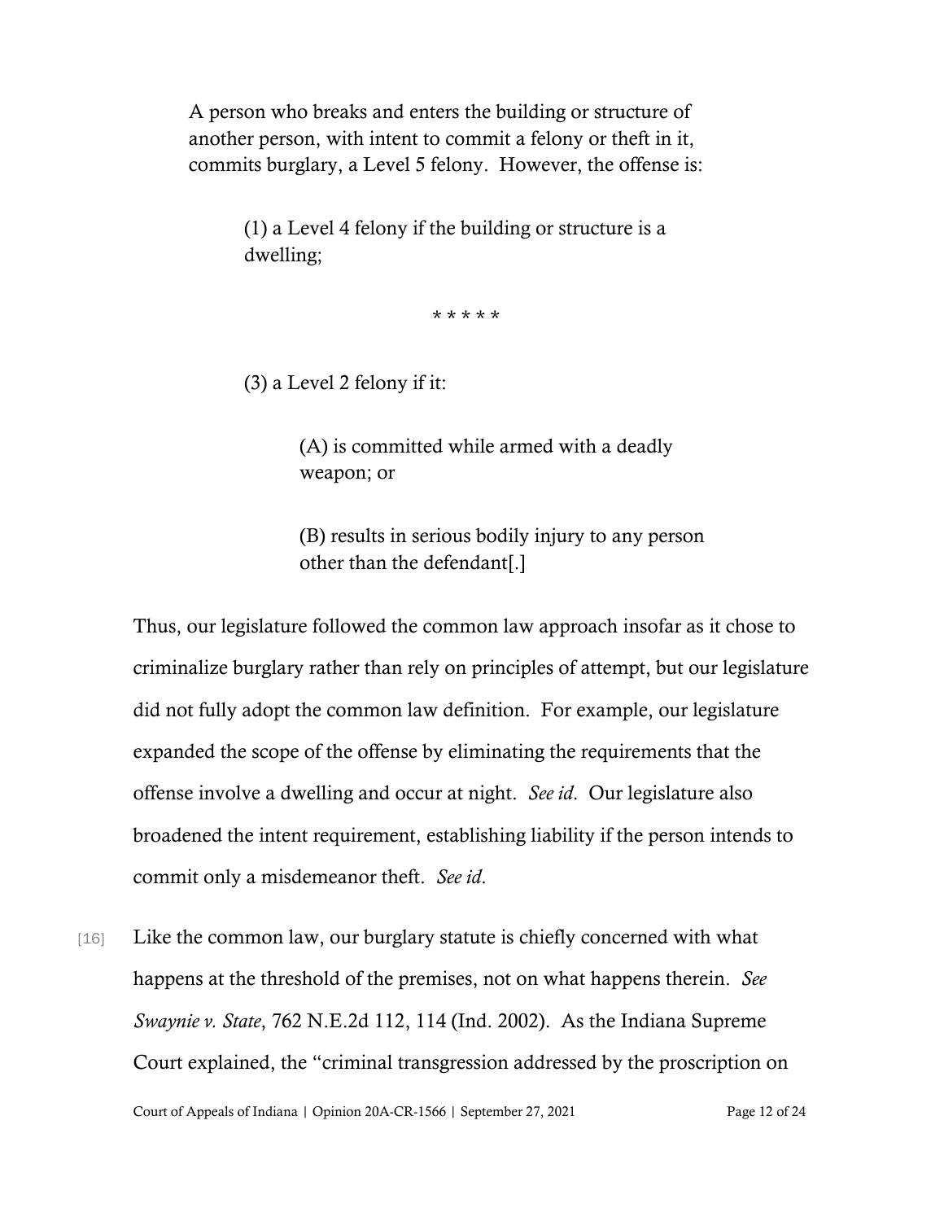> A person who breaks and enters the building or structure of another person, with intent to commit a felony or theft in it, commits burglary, a Level 5 felony. However, the offense is:
>
> > (1) a Level 4 felony if the building or structure is a dwelling;
> >
> > * * * * *
> >
> > (3) a Level 2 felony if it:
> >
> > > (A) is committed while armed with a deadly weapon; or
> > >
> > > (B) results in serious bodily injury to any person other than the defendant[.]

Thus, our legislature followed the common law approach insofar as it chose to criminalize burglary rather than rely on principles of attempt, but our legislature did not fully adopt the common law definition. For example, our legislature expanded the scope of the offense by eliminating the requirements that the offense involve a dwelling and occur at night. *See id*. Our legislature also broadened the intent requirement, establishing liability if the person intends to commit only a misdemeanor theft. *See id*.

[16] Like the common law, our burglary statute is chiefly concerned with what happens at the threshold of the premises, not on what happens therein. *See Swaynie v. State*, 762 N.E.2d 112, 114 (Ind. 2002). As the Indiana Supreme Court explained, the "criminal transgression addressed by the proscription on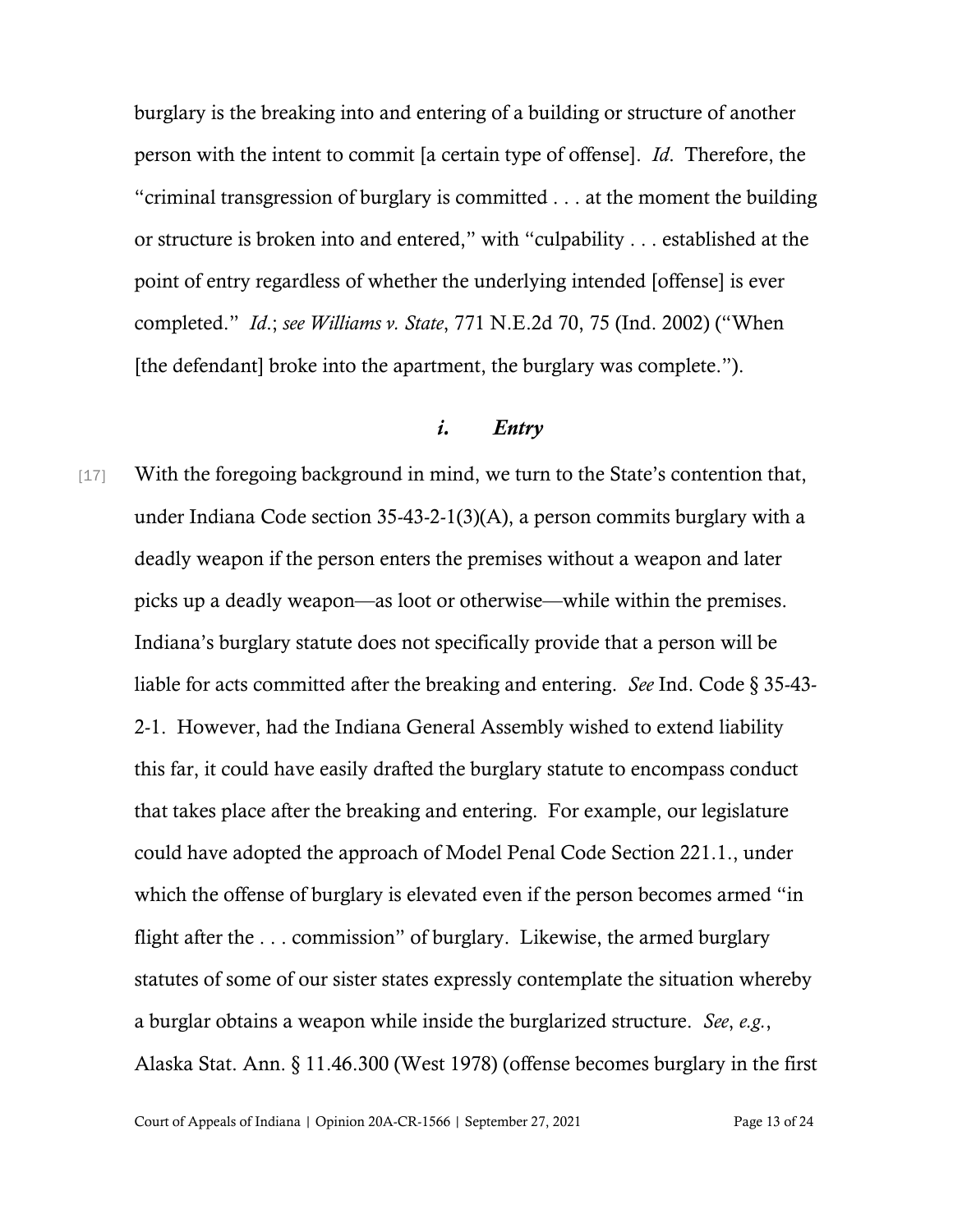burglary is the breaking into and entering of a building or structure of another person with the intent to commit [a certain type of offense]. *Id*. Therefore, the "criminal transgression of burglary is committed . . . at the moment the building or structure is broken into and entered," with "culpability . . . established at the point of entry regardless of whether the underlying intended [offense] is ever completed." *Id*.; *see Williams v. State*, 771 N.E.2d 70, 75 (Ind. 2002) ("When [the defendant] broke into the apartment, the burglary was complete.").

### *i. Entry*

[17] With the foregoing background in mind, we turn to the State's contention that, under Indiana Code section 35-43-2-1(3)(A), a person commits burglary with a deadly weapon if the person enters the premises without a weapon and later picks up a deadly weapon—as loot or otherwise—while within the premises. Indiana's burglary statute does not specifically provide that a person will be liable for acts committed after the breaking and entering. *See* Ind. Code § 35-43-2-1. However, had the Indiana General Assembly wished to extend liability this far, it could have easily drafted the burglary statute to encompass conduct that takes place after the breaking and entering. For example, our legislature could have adopted the approach of Model Penal Code Section 221.1., under which the offense of burglary is elevated even if the person becomes armed "in flight after the . . . commission" of burglary. Likewise, the armed burglary statutes of some of our sister states expressly contemplate the situation whereby a burglar obtains a weapon while inside the burglarized structure. *See*, *e.g.*, Alaska Stat. Ann. § 11.46.300 (West 1978) (offense becomes burglary in the first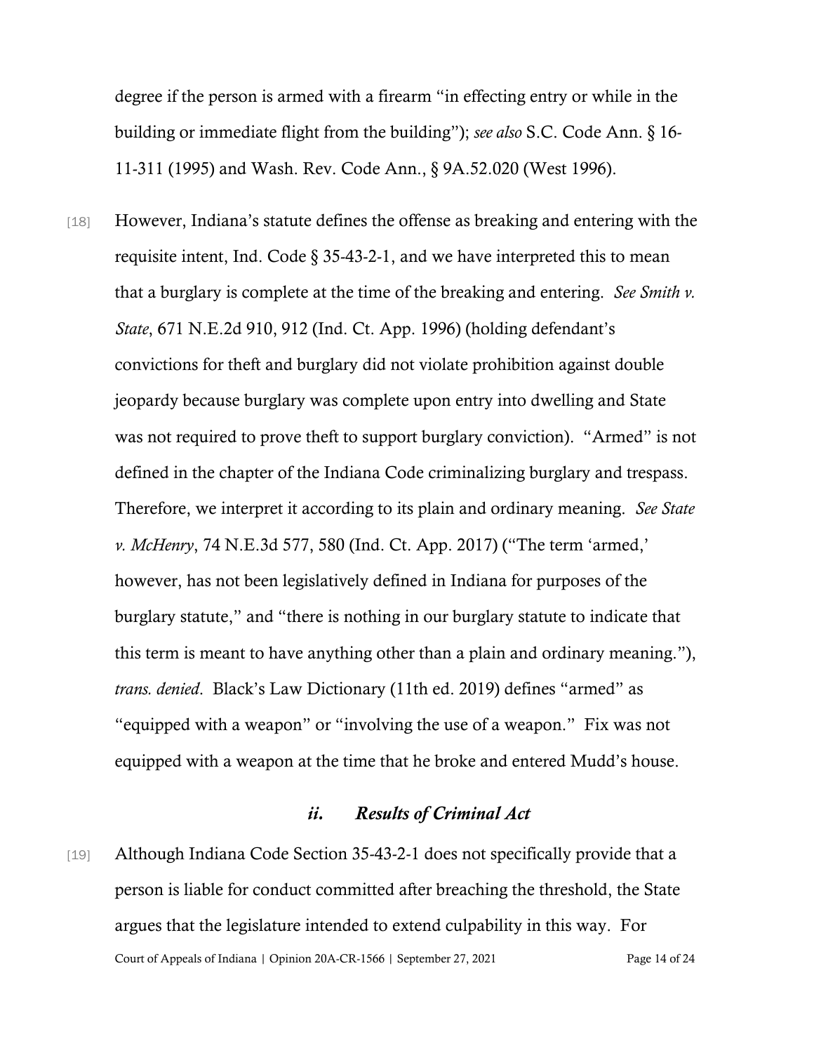degree if the person is armed with a firearm "in effecting entry or while in the building or immediate flight from the building"); *see also* S.C. Code Ann. § 16-11-311 (1995) and Wash. Rev. Code Ann., § 9A.52.020 (West 1996).

[18] However, Indiana's statute defines the offense as breaking and entering with the requisite intent, Ind. Code § 35-43-2-1, and we have interpreted this to mean that a burglary is complete at the time of the breaking and entering. *See Smith v. State*, 671 N.E.2d 910, 912 (Ind. Ct. App. 1996) (holding defendant's convictions for theft and burglary did not violate prohibition against double jeopardy because burglary was complete upon entry into dwelling and State was not required to prove theft to support burglary conviction). "Armed" is not defined in the chapter of the Indiana Code criminalizing burglary and trespass. Therefore, we interpret it according to its plain and ordinary meaning. *See State v. McHenry*, 74 N.E.3d 577, 580 (Ind. Ct. App. 2017) ("The term 'armed,' however, has not been legislatively defined in Indiana for purposes of the burglary statute," and "there is nothing in our burglary statute to indicate that this term is meant to have anything other than a plain and ordinary meaning."), *trans. denied*. Black's Law Dictionary (11th ed. 2019) defines "armed" as "equipped with a weapon" or "involving the use of a weapon." Fix was not equipped with a weapon at the time that he broke and entered Mudd's house.

### *ii. Results of Criminal Act*

[19] Although Indiana Code Section 35-43-2-1 does not specifically provide that a person is liable for conduct committed after breaching the threshold, the State argues that the legislature intended to extend culpability in this way. For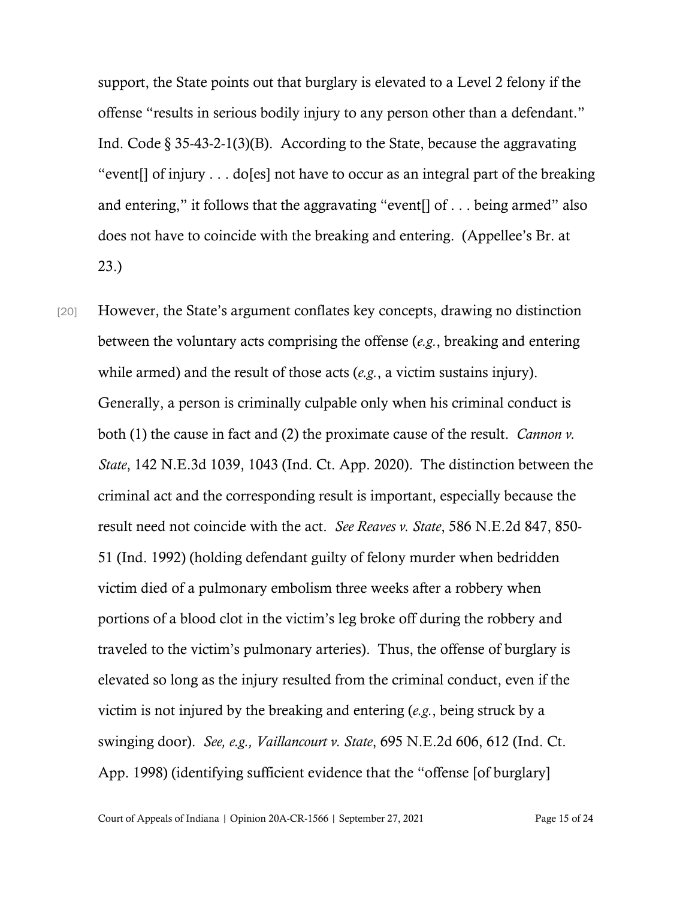support, the State points out that burglary is elevated to a Level 2 felony if the offense "results in serious bodily injury to any person other than a defendant." Ind. Code § 35-43-2-1(3)(B). According to the State, because the aggravating "event[] of injury . . . do[es] not have to occur as an integral part of the breaking and entering," it follows that the aggravating "event[] of . . . being armed" also does not have to coincide with the breaking and entering. (Appellee's Br. at 23.)

[20] However, the State's argument conflates key concepts, drawing no distinction between the voluntary acts comprising the offense (*e.g.*, breaking and entering while armed) and the result of those acts (*e.g.*, a victim sustains injury). Generally, a person is criminally culpable only when his criminal conduct is both (1) the cause in fact and (2) the proximate cause of the result. *Cannon v. State*, 142 N.E.3d 1039, 1043 (Ind. Ct. App. 2020). The distinction between the criminal act and the corresponding result is important, especially because the result need not coincide with the act. *See Reaves v. State*, 586 N.E.2d 847, 850-51 (Ind. 1992) (holding defendant guilty of felony murder when bedridden victim died of a pulmonary embolism three weeks after a robbery when portions of a blood clot in the victim's leg broke off during the robbery and traveled to the victim's pulmonary arteries). Thus, the offense of burglary is elevated so long as the injury resulted from the criminal conduct, even if the victim is not injured by the breaking and entering (*e.g.*, being struck by a swinging door). *See, e.g., Vaillancourt v. State*, 695 N.E.2d 606, 612 (Ind. Ct. App. 1998) (identifying sufficient evidence that the "offense [of burglary]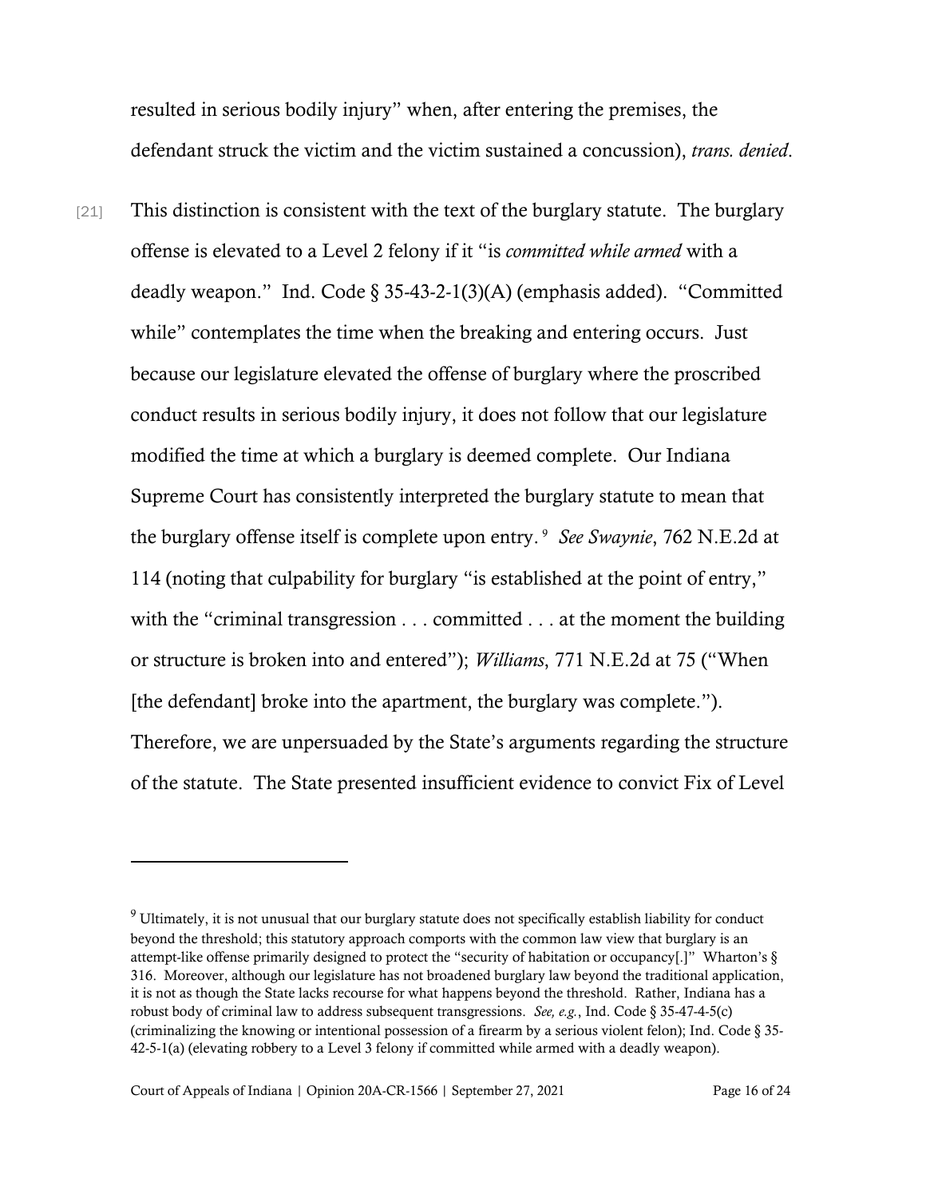resulted in serious bodily injury" when, after entering the premises, the defendant struck the victim and the victim sustained a concussion), *trans. denied*.

[21] This distinction is consistent with the text of the burglary statute. The burglary offense is elevated to a Level 2 felony if it "is *committed while armed* with a deadly weapon." Ind. Code § 35-43-2-1(3)(A) (emphasis added). "Committed while" contemplates the time when the breaking and entering occurs. Just because our legislature elevated the offense of burglary where the proscribed conduct results in serious bodily injury, it does not follow that our legislature modified the time at which a burglary is deemed complete. Our Indiana Supreme Court has consistently interpreted the burglary statute to mean that the burglary offense itself is complete upon entry.[9] *See Swaynie*, 762 N.E.2d at 114 (noting that culpability for burglary "is established at the point of entry," with the "criminal transgression . . . committed . . . at the moment the building or structure is broken into and entered"); *Williams*, 771 N.E.2d at 75 ("When [the defendant] broke into the apartment, the burglary was complete."). Therefore, we are unpersuaded by the State's arguments regarding the structure of the statute. The State presented insufficient evidence to convict Fix of Level

---

[9] Ultimately, it is not unusual that our burglary statute does not specifically establish liability for conduct beyond the threshold; this statutory approach comports with the common law view that burglary is an attempt-like offense primarily designed to protect the "security of habitation or occupancy[.]" Wharton's § 316. Moreover, although our legislature has not broadened burglary law beyond the traditional application, it is not as though the State lacks recourse for what happens beyond the threshold. Rather, Indiana has a robust body of criminal law to address subsequent transgressions. *See, e.g.*, Ind. Code § 35-47-4-5(c) (criminalizing the knowing or intentional possession of a firearm by a serious violent felon); Ind. Code § 35-42-5-1(a) (elevating robbery to a Level 3 felony if committed while armed with a deadly weapon).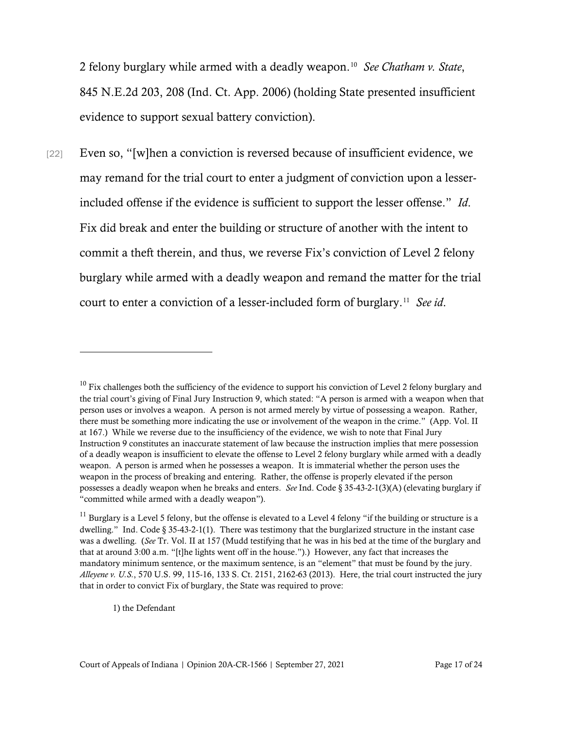2 felony burglary while armed with a deadly weapon.[10] *See Chatham v. State*, 845 N.E.2d 203, 208 (Ind. Ct. App. 2006) (holding State presented insufficient evidence to support sexual battery conviction).

[22] Even so, "[w]hen a conviction is reversed because of insufficient evidence, we may remand for the trial court to enter a judgment of conviction upon a lesser-included offense if the evidence is sufficient to support the lesser offense." *Id*. Fix did break and enter the building or structure of another with the intent to commit a theft therein, and thus, we reverse Fix's conviction of Level 2 felony burglary while armed with a deadly weapon and remand the matter for the trial court to enter a conviction of a lesser-included form of burglary.[11] *See id*.

---

[10] Fix challenges both the sufficiency of the evidence to support his conviction of Level 2 felony burglary and the trial court's giving of Final Jury Instruction 9, which stated: "A person is armed with a weapon when that person uses or involves a weapon. A person is not armed merely by virtue of possessing a weapon. Rather, there must be something more indicating the use or involvement of the weapon in the crime." (App. Vol. II at 167.) While we reverse due to the insufficiency of the evidence, we wish to note that Final Jury Instruction 9 constitutes an inaccurate statement of law because the instruction implies that mere possession of a deadly weapon is insufficient to elevate the offense to Level 2 felony burglary while armed with a deadly weapon. A person is armed when he possesses a weapon. It is immaterial whether the person uses the weapon in the process of breaking and entering. Rather, the offense is properly elevated if the person possesses a deadly weapon when he breaks and enters. *See* Ind. Code § 35-43-2-1(3)(A) (elevating burglary if "committed while armed with a deadly weapon").

[11] Burglary is a Level 5 felony, but the offense is elevated to a Level 4 felony "if the building or structure is a dwelling." Ind. Code § 35-43-2-1(1). There was testimony that the burglarized structure in the instant case was a dwelling. (*See* Tr. Vol. II at 157 (Mudd testifying that he was in his bed at the time of the burglary and that at around 3:00 a.m. "[t]he lights went off in the house.").) However, any fact that increases the mandatory minimum sentence, or the maximum sentence, is an "element" that must be found by the jury. *Alleyene v. U.S.*, 570 U.S. 99, 115-16, 133 S. Ct. 2151, 2162-63 (2013). Here, the trial court instructed the jury that in order to convict Fix of burglary, the State was required to prove:

> 1) the Defendant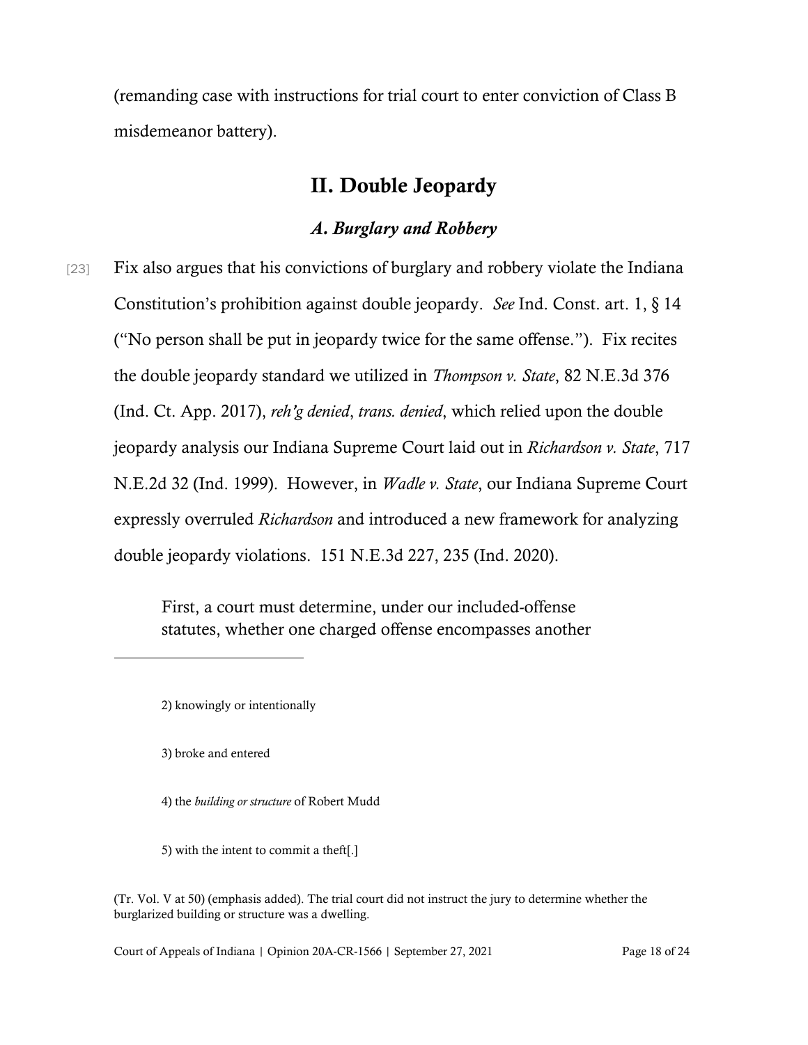(remanding case with instructions for trial court to enter conviction of Class B misdemeanor battery).

## II. Double Jeopardy

### *A. Burglary and Robbery*

[23] Fix also argues that his convictions of burglary and robbery violate the Indiana Constitution's prohibition against double jeopardy. *See* Ind. Const. art. 1, § 14 ("No person shall be put in jeopardy twice for the same offense."). Fix recites the double jeopardy standard we utilized in *Thompson v. State*, 82 N.E.3d 376 (Ind. Ct. App. 2017), *reh'g denied*, *trans. denied*, which relied upon the double jeopardy analysis our Indiana Supreme Court laid out in *Richardson v. State*, 717 N.E.2d 32 (Ind. 1999). However, in *Wadle v. State*, our Indiana Supreme Court expressly overruled *Richardson* and introduced a new framework for analyzing double jeopardy violations. 151 N.E.3d 227, 235 (Ind. 2020).

> First, a court must determine, under our included-offense statutes, whether one charged offense encompasses another

---

> 2) knowingly or intentionally
>
> 3) broke and entered
>
> 4) the *building or structure* of Robert Mudd
>
> 5) with the intent to commit a theft[.]

(Tr. Vol. V at 50) (emphasis added). The trial court did not instruct the jury to determine whether the burglarized building or structure was a dwelling.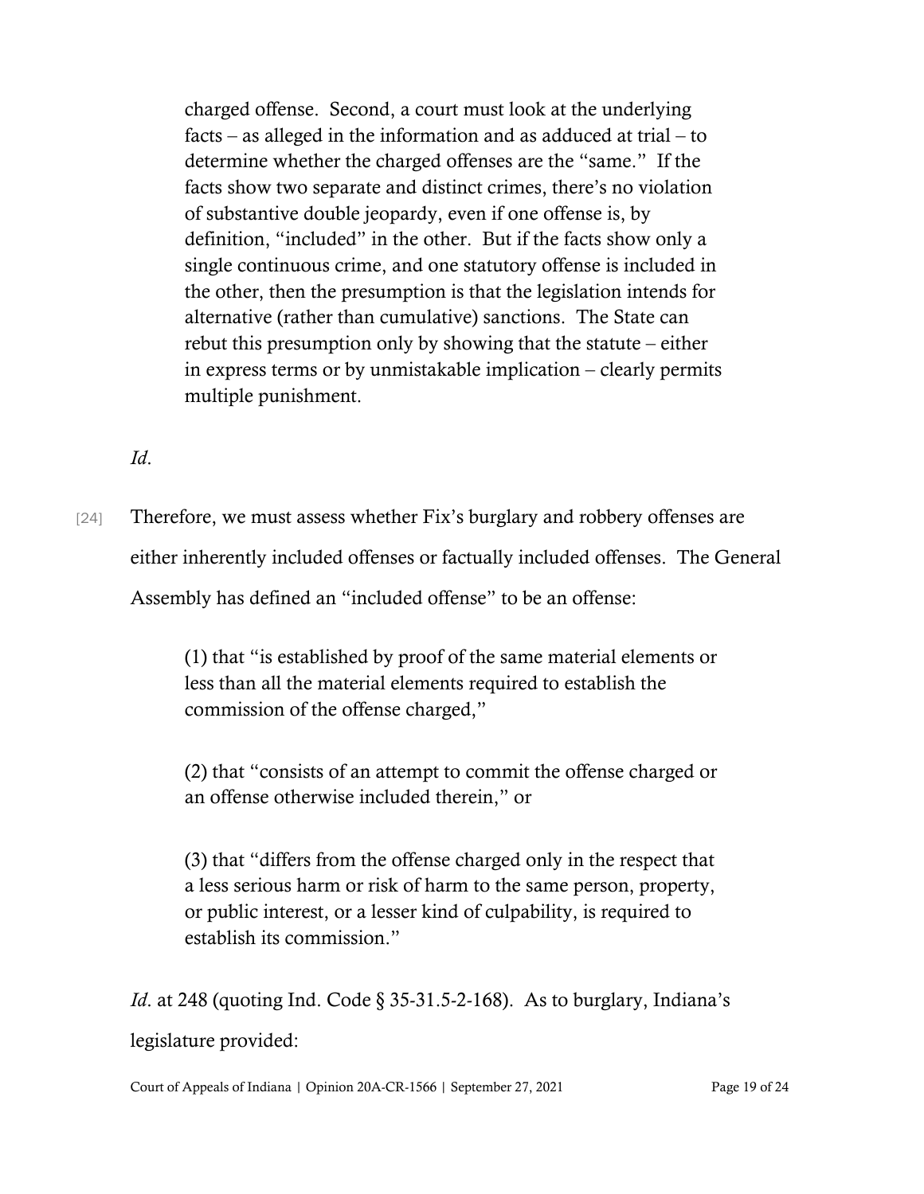> charged offense. Second, a court must look at the underlying facts – as alleged in the information and as adduced at trial – to determine whether the charged offenses are the "same." If the facts show two separate and distinct crimes, there's no violation of substantive double jeopardy, even if one offense is, by definition, "included" in the other. But if the facts show only a single continuous crime, and one statutory offense is included in the other, then the presumption is that the legislation intends for alternative (rather than cumulative) sanctions. The State can rebut this presumption only by showing that the statute – either in express terms or by unmistakable implication – clearly permits multiple punishment.

*Id.*

[24] Therefore, we must assess whether Fix's burglary and robbery offenses are either inherently included offenses or factually included offenses. The General Assembly has defined an "included offense" to be an offense:

> (1) that "is established by proof of the same material elements or less than all the material elements required to establish the commission of the offense charged,"
>
> (2) that "consists of an attempt to commit the offense charged or an offense otherwise included therein," or
>
> (3) that "differs from the offense charged only in the respect that a less serious harm or risk of harm to the same person, property, or public interest, or a lesser kind of culpability, is required to establish its commission."

*Id.* at 248 (quoting Ind. Code § 35-31.5-2-168). As to burglary, Indiana's legislature provided: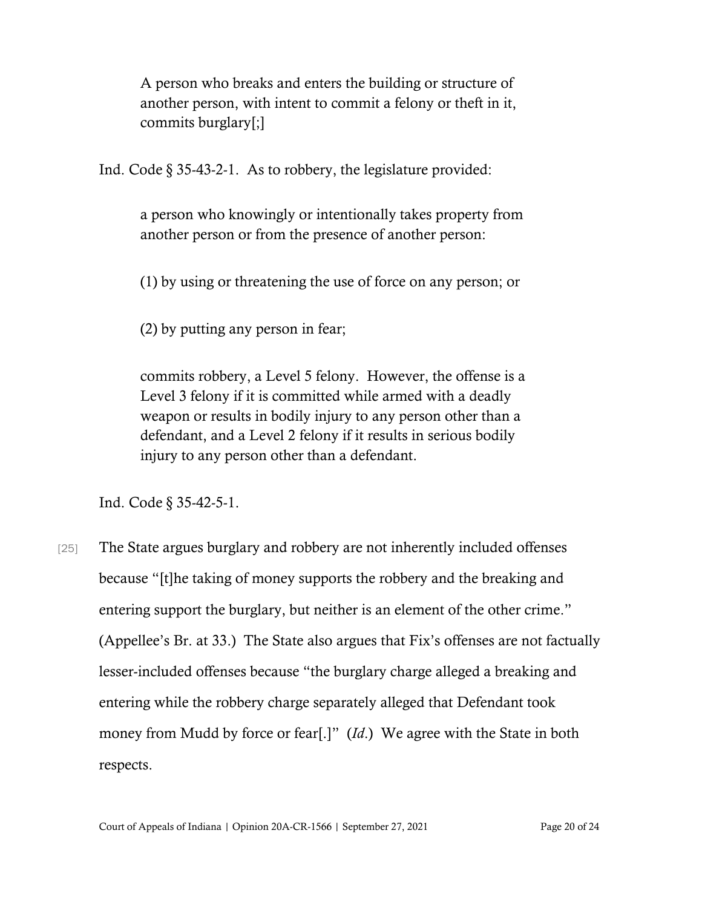> A person who breaks and enters the building or structure of another person, with intent to commit a felony or theft in it, commits burglary[;]

Ind. Code § 35-43-2-1. As to robbery, the legislature provided:

> a person who knowingly or intentionally takes property from another person or from the presence of another person:
>
> (1) by using or threatening the use of force on any person; or
>
> (2) by putting any person in fear;
>
> commits robbery, a Level 5 felony. However, the offense is a Level 3 felony if it is committed while armed with a deadly weapon or results in bodily injury to any person other than a defendant, and a Level 2 felony if it results in serious bodily injury to any person other than a defendant.

Ind. Code § 35-42-5-1.

[25] The State argues burglary and robbery are not inherently included offenses because "[t]he taking of money supports the robbery and the breaking and entering support the burglary, but neither is an element of the other crime." (Appellee's Br. at 33.) The State also argues that Fix's offenses are not factually lesser-included offenses because "the burglary charge alleged a breaking and entering while the robbery charge separately alleged that Defendant took money from Mudd by force or fear[.]" (*Id*.) We agree with the State in both respects.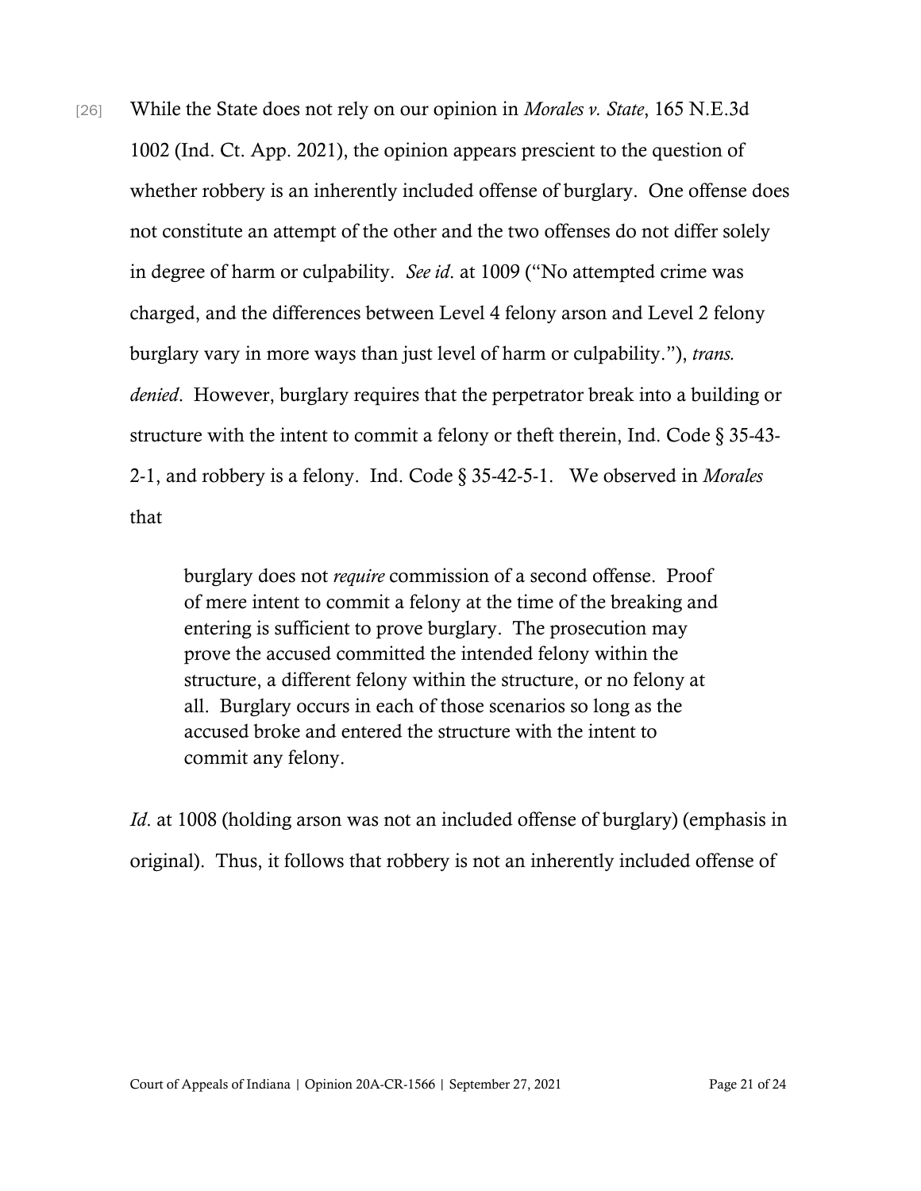[26] While the State does not rely on our opinion in *Morales v. State*, 165 N.E.3d 1002 (Ind. Ct. App. 2021), the opinion appears prescient to the question of whether robbery is an inherently included offense of burglary. One offense does not constitute an attempt of the other and the two offenses do not differ solely in degree of harm or culpability. *See id*. at 1009 ("No attempted crime was charged, and the differences between Level 4 felony arson and Level 2 felony burglary vary in more ways than just level of harm or culpability."), *trans. denied*. However, burglary requires that the perpetrator break into a building or structure with the intent to commit a felony or theft therein, Ind. Code § 35-43-2-1, and robbery is a felony. Ind. Code § 35-42-5-1. We observed in *Morales* that

> burglary does not *require* commission of a second offense. Proof of mere intent to commit a felony at the time of the breaking and entering is sufficient to prove burglary. The prosecution may prove the accused committed the intended felony within the structure, a different felony within the structure, or no felony at all. Burglary occurs in each of those scenarios so long as the accused broke and entered the structure with the intent to commit any felony.

*Id*. at 1008 (holding arson was not an included offense of burglary) (emphasis in original). Thus, it follows that robbery is not an inherently included offense of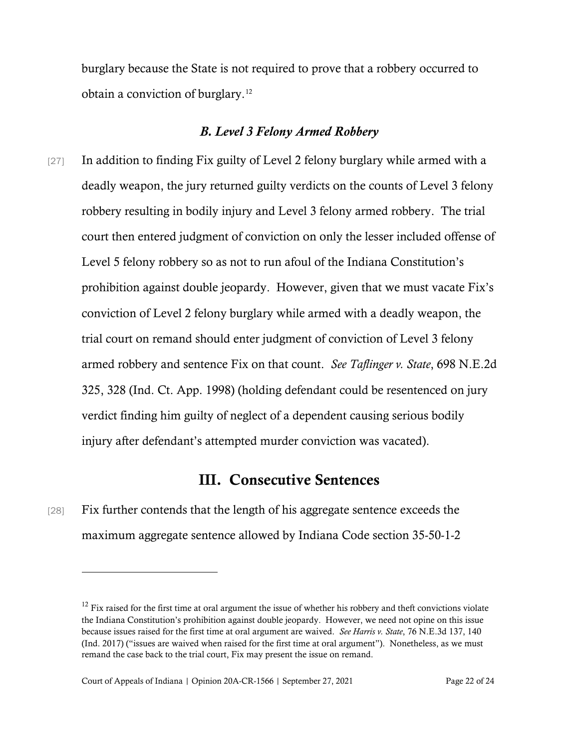burglary because the State is not required to prove that a robbery occurred to obtain a conviction of burglary.[12]

### *B. Level 3 Felony Armed Robbery*

[27] In addition to finding Fix guilty of Level 2 felony burglary while armed with a deadly weapon, the jury returned guilty verdicts on the counts of Level 3 felony robbery resulting in bodily injury and Level 3 felony armed robbery. The trial court then entered judgment of conviction on only the lesser included offense of Level 5 felony robbery so as not to run afoul of the Indiana Constitution's prohibition against double jeopardy. However, given that we must vacate Fix's conviction of Level 2 felony burglary while armed with a deadly weapon, the trial court on remand should enter judgment of conviction of Level 3 felony armed robbery and sentence Fix on that count. *See Taflinger v. State*, 698 N.E.2d 325, 328 (Ind. Ct. App. 1998) (holding defendant could be resentenced on jury verdict finding him guilty of neglect of a dependent causing serious bodily injury after defendant's attempted murder conviction was vacated).

## III. Consecutive Sentences

[28] Fix further contends that the length of his aggregate sentence exceeds the maximum aggregate sentence allowed by Indiana Code section 35-50-1-2

---

[12] Fix raised for the first time at oral argument the issue of whether his robbery and theft convictions violate the Indiana Constitution's prohibition against double jeopardy. However, we need not opine on this issue because issues raised for the first time at oral argument are waived. *See Harris v. State*, 76 N.E.3d 137, 140 (Ind. 2017) ("issues are waived when raised for the first time at oral argument"). Nonetheless, as we must remand the case back to the trial court, Fix may present the issue on remand.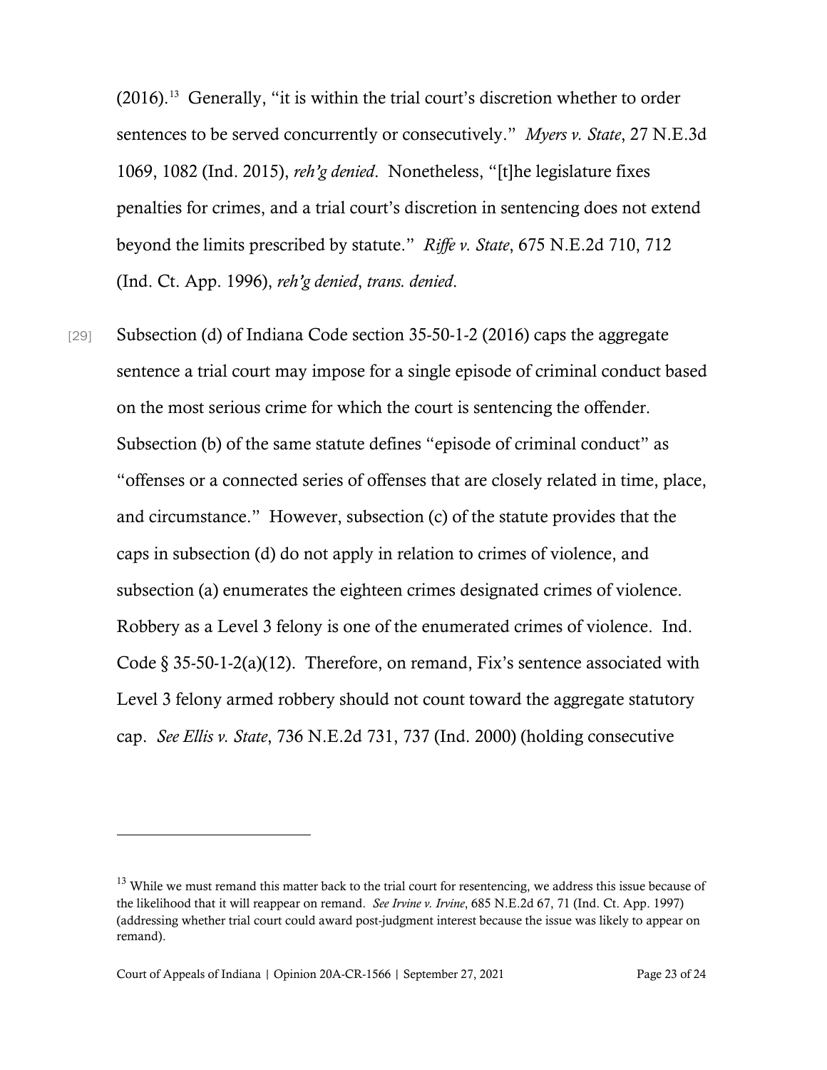(2016).[13] Generally, "it is within the trial court's discretion whether to order sentences to be served concurrently or consecutively." *Myers v. State*, 27 N.E.3d 1069, 1082 (Ind. 2015), *reh'g denied*. Nonetheless, "[t]he legislature fixes penalties for crimes, and a trial court's discretion in sentencing does not extend beyond the limits prescribed by statute." *Riffe v. State*, 675 N.E.2d 710, 712 (Ind. Ct. App. 1996), *reh'g denied*, *trans. denied*.

[29] Subsection (d) of Indiana Code section 35-50-1-2 (2016) caps the aggregate sentence a trial court may impose for a single episode of criminal conduct based on the most serious crime for which the court is sentencing the offender. Subsection (b) of the same statute defines "episode of criminal conduct" as "offenses or a connected series of offenses that are closely related in time, place, and circumstance." However, subsection (c) of the statute provides that the caps in subsection (d) do not apply in relation to crimes of violence, and subsection (a) enumerates the eighteen crimes designated crimes of violence. Robbery as a Level 3 felony is one of the enumerated crimes of violence. Ind. Code § 35-50-1-2(a)(12). Therefore, on remand, Fix's sentence associated with Level 3 felony armed robbery should not count toward the aggregate statutory cap. *See Ellis v. State*, 736 N.E.2d 731, 737 (Ind. 2000) (holding consecutive

---

[13] While we must remand this matter back to the trial court for resentencing, we address this issue because of the likelihood that it will reappear on remand. *See Irvine v. Irvine*, 685 N.E.2d 67, 71 (Ind. Ct. App. 1997) (addressing whether trial court could award post-judgment interest because the issue was likely to appear on remand).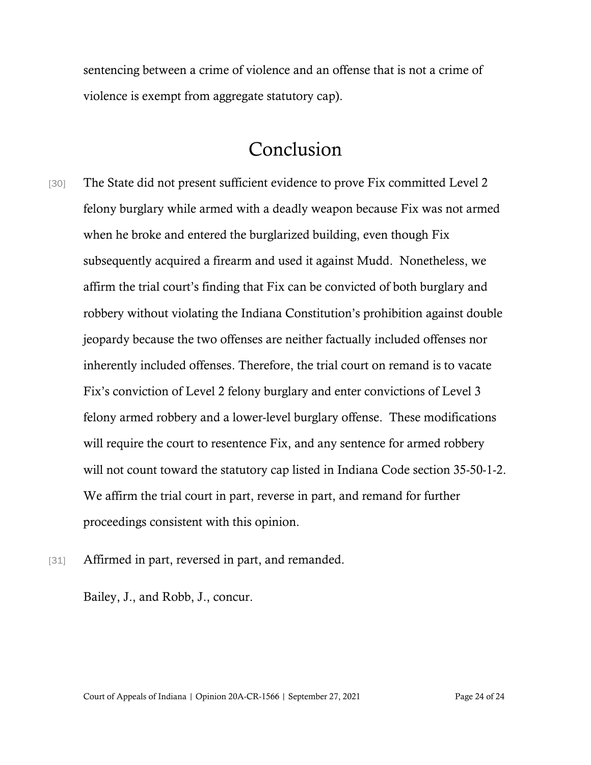sentencing between a crime of violence and an offense that is not a crime of violence is exempt from aggregate statutory cap).

# Conclusion

[30] The State did not present sufficient evidence to prove Fix committed Level 2 felony burglary while armed with a deadly weapon because Fix was not armed when he broke and entered the burglarized building, even though Fix subsequently acquired a firearm and used it against Mudd. Nonetheless, we affirm the trial court's finding that Fix can be convicted of both burglary and robbery without violating the Indiana Constitution's prohibition against double jeopardy because the two offenses are neither factually included offenses nor inherently included offenses. Therefore, the trial court on remand is to vacate Fix's conviction of Level 2 felony burglary and enter convictions of Level 3 felony armed robbery and a lower-level burglary offense. These modifications will require the court to resentence Fix, and any sentence for armed robbery will not count toward the statutory cap listed in Indiana Code section 35-50-1-2. We affirm the trial court in part, reverse in part, and remand for further proceedings consistent with this opinion.

[31] Affirmed in part, reversed in part, and remanded.

Bailey, J., and Robb, J., concur.